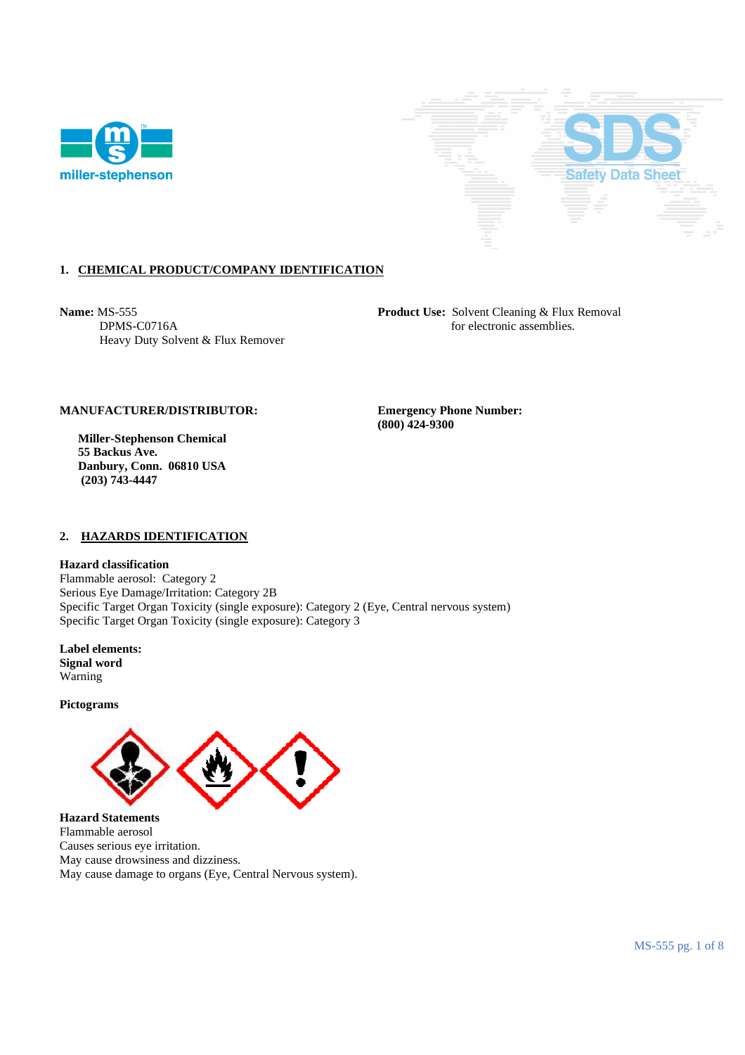miller-stephenson

SDS Safety Data Sheet

## 1. CHEMICAL PRODUCT/COMPANY IDENTIFICATION

**Name:** MS-555
DPMS-C0716A
Heavy Duty Solvent & Flux Remover

**Product Use:** Solvent Cleaning & Flux Removal for electronic assemblies.

**MANUFACTURER/DISTRIBUTOR:**

**Miller-Stephenson Chemical**
**55 Backus Ave.**
**Danbury, Conn. 06810 USA**
**(203) 743-4447**

**Emergency Phone Number:**
**(800) 424-9300**

## 2. HAZARDS IDENTIFICATION

**Hazard classification**
Flammable aerosol: Category 2
Serious Eye Damage/Irritation: Category 2B
Specific Target Organ Toxicity (single exposure): Category 2 (Eye, Central nervous system)
Specific Target Organ Toxicity (single exposure): Category 3

**Label elements:**
**Signal word**
Warning

**Pictograms**

**Hazard Statements**
Flammable aerosol
Causes serious eye irritation.
May cause drowsiness and dizziness.
May cause damage to organs (Eye, Central Nervous system).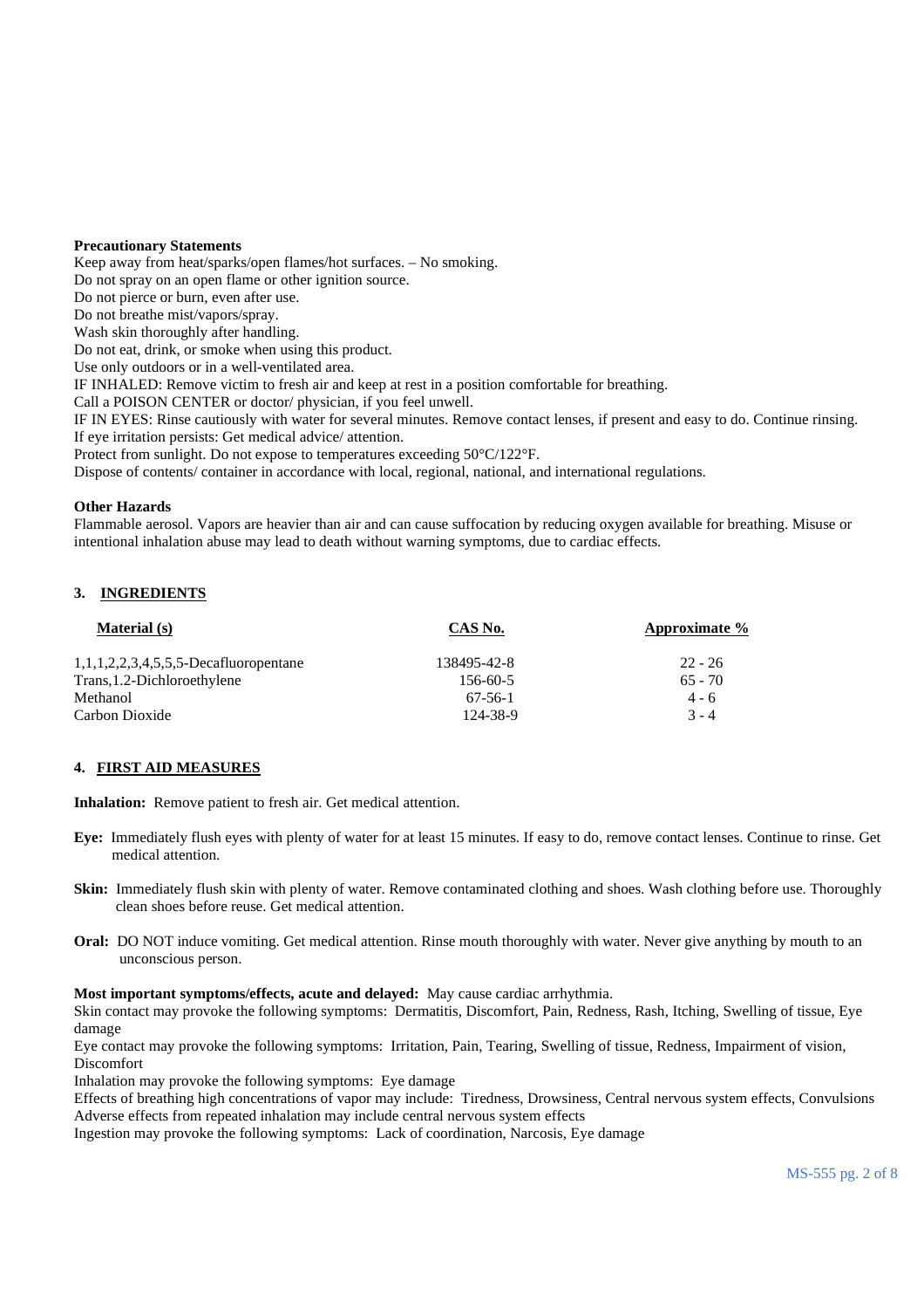**Precautionary Statements**

Keep away from heat/sparks/open flames/hot surfaces. – No smoking.
Do not spray on an open flame or other ignition source.
Do not pierce or burn, even after use.
Do not breathe mist/vapors/spray.
Wash skin thoroughly after handling.
Do not eat, drink, or smoke when using this product.
Use only outdoors or in a well-ventilated area.
IF INHALED: Remove victim to fresh air and keep at rest in a position comfortable for breathing.
Call a POISON CENTER or doctor/ physician, if you feel unwell.
IF IN EYES: Rinse cautiously with water for several minutes. Remove contact lenses, if present and easy to do. Continue rinsing.
If eye irritation persists: Get medical advice/ attention.
Protect from sunlight. Do not expose to temperatures exceeding 50°C/122°F.
Dispose of contents/ container in accordance with local, regional, national, and international regulations.

**Other Hazards**

Flammable aerosol. Vapors are heavier than air and can cause suffocation by reducing oxygen available for breathing. Misuse or intentional inhalation abuse may lead to death without warning symptoms, due to cardiac effects.

## 3. INGREDIENTS

| Material (s) | CAS No. | Approximate % |
|---|---|---|
| 1,1,1,2,2,3,4,5,5,5-Decafluoropentane | 138495-42-8 | 22 - 26 |
| Trans,1.2-Dichloroethylene | 156-60-5 | 65 - 70 |
| Methanol | 67-56-1 | 4 - 6 |
| Carbon Dioxide | 124-38-9 | 3 - 4 |

## 4. FIRST AID MEASURES

**Inhalation:** Remove patient to fresh air. Get medical attention.

**Eye:** Immediately flush eyes with plenty of water for at least 15 minutes. If easy to do, remove contact lenses. Continue to rinse. Get medical attention.

**Skin:** Immediately flush skin with plenty of water. Remove contaminated clothing and shoes. Wash clothing before use. Thoroughly clean shoes before reuse. Get medical attention.

**Oral:** DO NOT induce vomiting. Get medical attention. Rinse mouth thoroughly with water. Never give anything by mouth to an unconscious person.

**Most important symptoms/effects, acute and delayed:** May cause cardiac arrhythmia.
Skin contact may provoke the following symptoms: Dermatitis, Discomfort, Pain, Redness, Rash, Itching, Swelling of tissue, Eye damage
Eye contact may provoke the following symptoms: Irritation, Pain, Tearing, Swelling of tissue, Redness, Impairment of vision, Discomfort
Inhalation may provoke the following symptoms: Eye damage
Effects of breathing high concentrations of vapor may include: Tiredness, Drowsiness, Central nervous system effects, Convulsions
Adverse effects from repeated inhalation may include central nervous system effects
Ingestion may provoke the following symptoms: Lack of coordination, Narcosis, Eye damage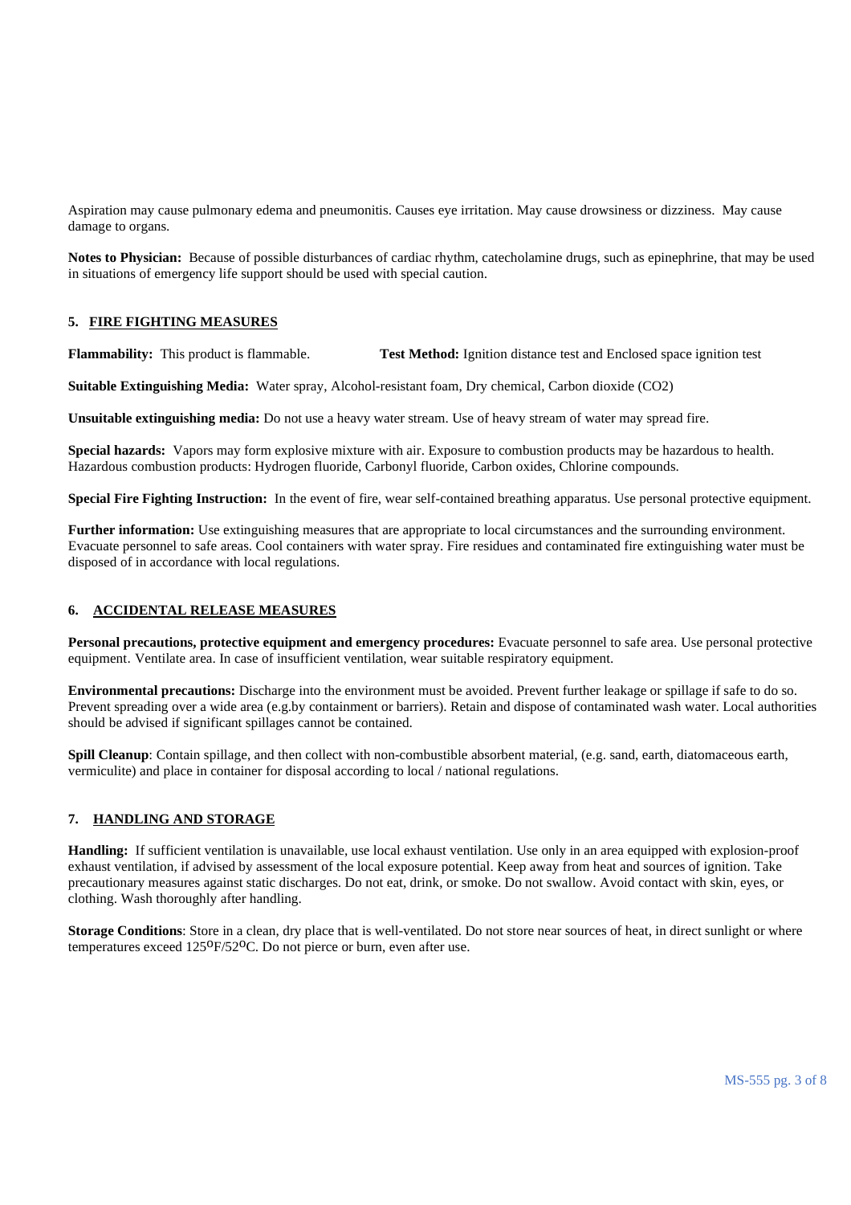Aspiration may cause pulmonary edema and pneumonitis. Causes eye irritation. May cause drowsiness or dizziness. May cause damage to organs.

**Notes to Physician:** Because of possible disturbances of cardiac rhythm, catecholamine drugs, such as epinephrine, that may be used in situations of emergency life support should be used with special caution.

## 5. FIRE FIGHTING MEASURES

**Flammability:** This product is flammable. **Test Method:** Ignition distance test and Enclosed space ignition test

**Suitable Extinguishing Media:** Water spray, Alcohol-resistant foam, Dry chemical, Carbon dioxide ($CO_2$)

**Unsuitable extinguishing media:** Do not use a heavy water stream. Use of heavy stream of water may spread fire.

**Special hazards:** Vapors may form explosive mixture with air. Exposure to combustion products may be hazardous to health. Hazardous combustion products: Hydrogen fluoride, Carbonyl fluoride, Carbon oxides, Chlorine compounds.

**Special Fire Fighting Instruction:** In the event of fire, wear self-contained breathing apparatus. Use personal protective equipment.

**Further information:** Use extinguishing measures that are appropriate to local circumstances and the surrounding environment. Evacuate personnel to safe areas. Cool containers with water spray. Fire residues and contaminated fire extinguishing water must be disposed of in accordance with local regulations.

## 6. ACCIDENTAL RELEASE MEASURES

**Personal precautions, protective equipment and emergency procedures:** Evacuate personnel to safe area. Use personal protective equipment. Ventilate area. In case of insufficient ventilation, wear suitable respiratory equipment.

**Environmental precautions:** Discharge into the environment must be avoided. Prevent further leakage or spillage if safe to do so. Prevent spreading over a wide area (e.g.by containment or barriers). Retain and dispose of contaminated wash water. Local authorities should be advised if significant spillages cannot be contained.

**Spill Cleanup**: Contain spillage, and then collect with non-combustible absorbent material, (e.g. sand, earth, diatomaceous earth, vermiculite) and place in container for disposal according to local / national regulations.

## 7. HANDLING AND STORAGE

**Handling:** If sufficient ventilation is unavailable, use local exhaust ventilation. Use only in an area equipped with explosion-proof exhaust ventilation, if advised by assessment of the local exposure potential. Keep away from heat and sources of ignition. Take precautionary measures against static discharges. Do not eat, drink, or smoke. Do not swallow. Avoid contact with skin, eyes, or clothing. Wash thoroughly after handling.

**Storage Conditions**: Store in a clean, dry place that is well-ventilated. Do not store near sources of heat, in direct sunlight or where temperatures exceed 125$^{o}$F/52$^{o}$C. Do not pierce or burn, even after use.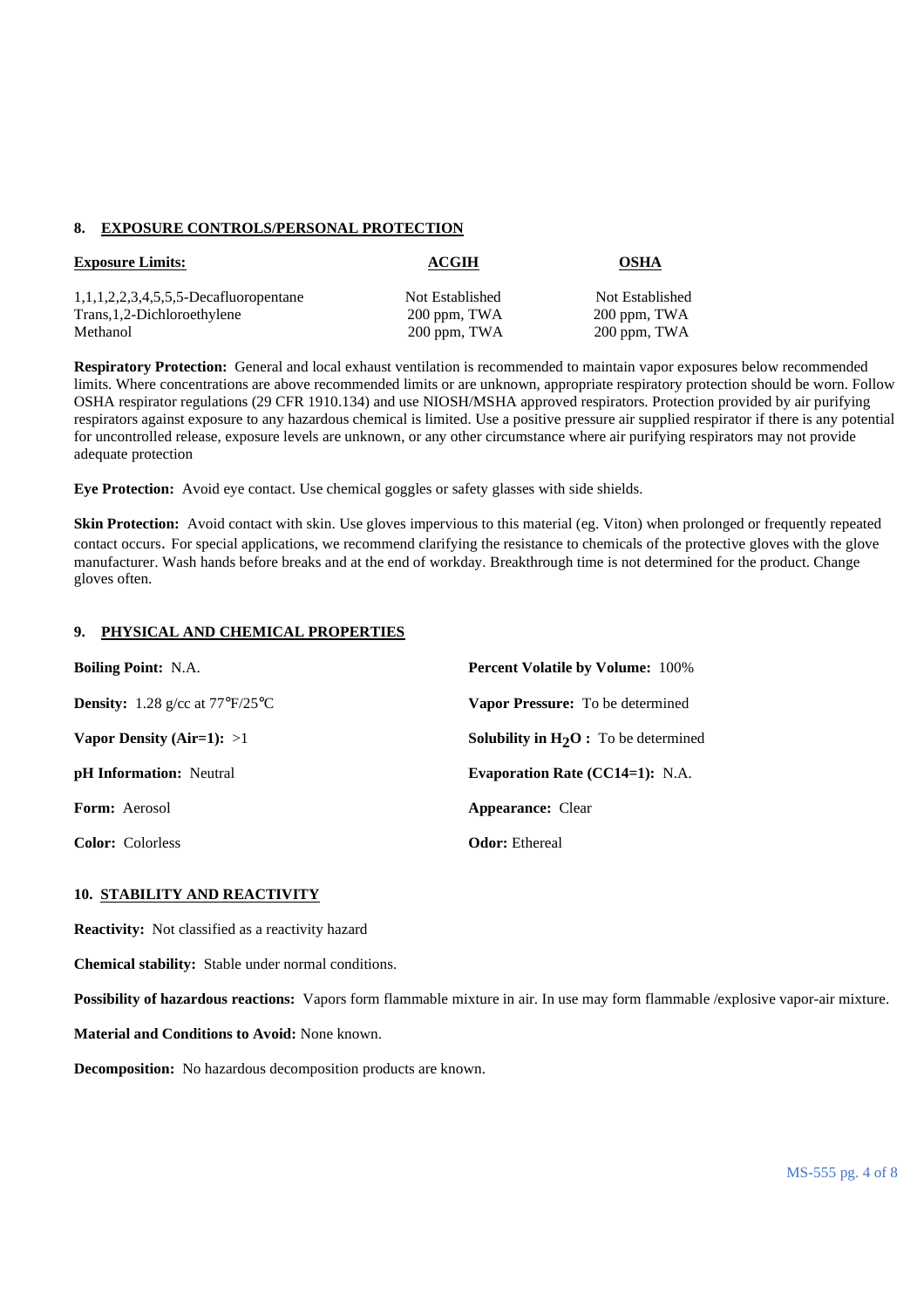## 8. EXPOSURE CONTROLS/PERSONAL PROTECTION

| Exposure Limits: | ACGIH | OSHA |
| --- | --- | --- |
| 1,1,1,2,2,3,4,5,5,5-Decafluoropentane | Not Established | Not Established |
| Trans,1,2-Dichloroethylene | 200 ppm, TWA | 200 ppm, TWA |
| Methanol | 200 ppm, TWA | 200 ppm, TWA |

**Respiratory Protection:** General and local exhaust ventilation is recommended to maintain vapor exposures below recommended limits. Where concentrations are above recommended limits or are unknown, appropriate respiratory protection should be worn. Follow OSHA respirator regulations (29 CFR 1910.134) and use NIOSH/MSHA approved respirators. Protection provided by air purifying respirators against exposure to any hazardous chemical is limited. Use a positive pressure air supplied respirator if there is any potential for uncontrolled release, exposure levels are unknown, or any other circumstance where air purifying respirators may not provide adequate protection

**Eye Protection:** Avoid eye contact. Use chemical goggles or safety glasses with side shields.

**Skin Protection:** Avoid contact with skin. Use gloves impervious to this material (eg. Viton) when prolonged or frequently repeated contact occurs. For special applications, we recommend clarifying the resistance to chemicals of the protective gloves with the glove manufacturer. Wash hands before breaks and at the end of workday. Breakthrough time is not determined for the product. Change gloves often.

## 9. PHYSICAL AND CHEMICAL PROPERTIES

**Boiling Point:** N.A.

**Percent Volatile by Volume:** 100%

**Density:** 1.28 g/cc at 77°F/25°C

**Vapor Pressure:** To be determined

**Vapor Density (Air=1):** >1

**Solubility in $H_2O$ :** To be determined

**pH Information:** Neutral

**Evaporation Rate (CC14=1):** N.A.

**Form:** Aerosol

**Appearance:** Clear

**Color:** Colorless

**Odor:** Ethereal

## 10. STABILITY AND REACTIVITY

**Reactivity:** Not classified as a reactivity hazard

**Chemical stability:** Stable under normal conditions.

**Possibility of hazardous reactions:** Vapors form flammable mixture in air. In use may form flammable /explosive vapor-air mixture.

**Material and Conditions to Avoid:** None known.

**Decomposition:** No hazardous decomposition products are known.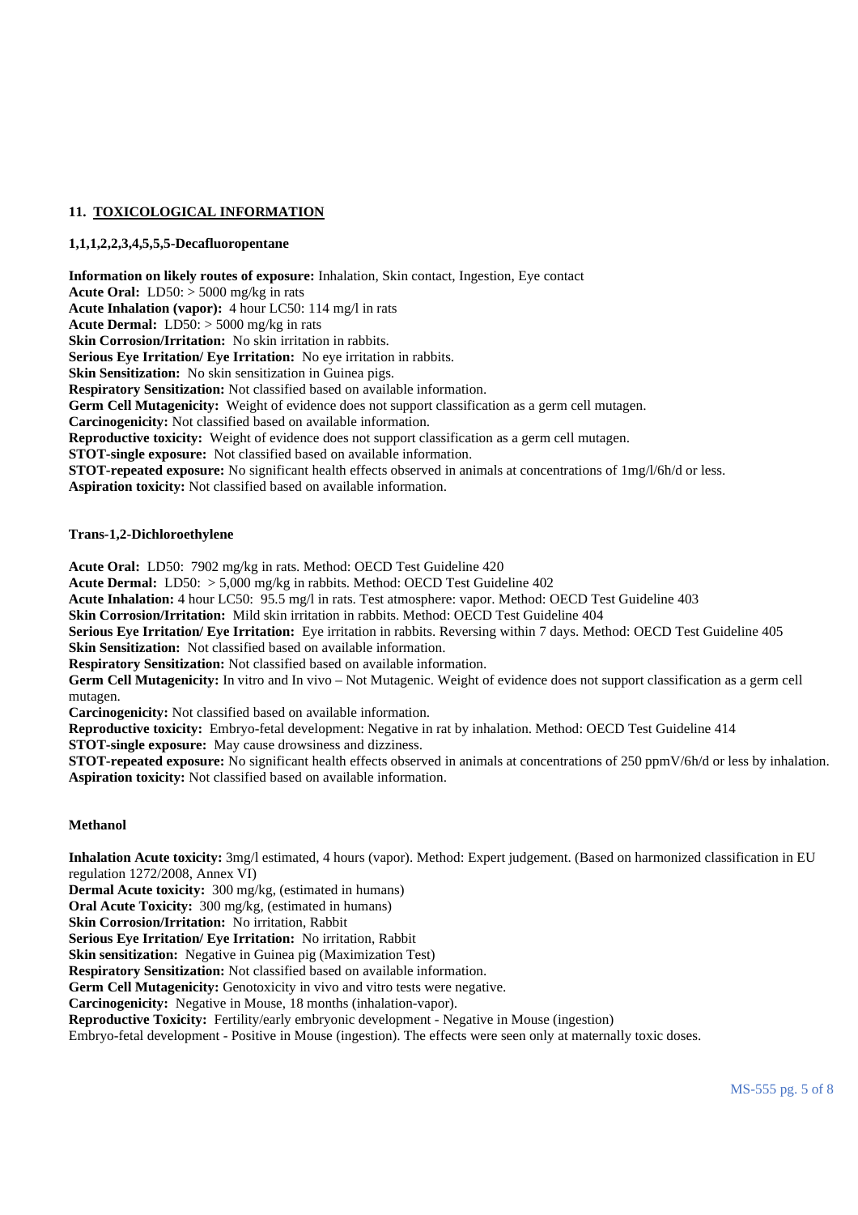## 11. TOXICOLOGICAL INFORMATION

**1,1,1,2,2,3,4,5,5,5-Decafluoropentane**

**Information on likely routes of exposure:** Inhalation, Skin contact, Ingestion, Eye contact
**Acute Oral:** LD50: > 5000 mg/kg in rats
**Acute Inhalation (vapor):** 4 hour LC50: 114 mg/l in rats
**Acute Dermal:** LD50: > 5000 mg/kg in rats
**Skin Corrosion/Irritation:** No skin irritation in rabbits.
**Serious Eye Irritation/ Eye Irritation:** No eye irritation in rabbits.
**Skin Sensitization:** No skin sensitization in Guinea pigs.
**Respiratory Sensitization:** Not classified based on available information.
**Germ Cell Mutagenicity:** Weight of evidence does not support classification as a germ cell mutagen.
**Carcinogenicity:** Not classified based on available information.
**Reproductive toxicity:** Weight of evidence does not support classification as a germ cell mutagen.
**STOT-single exposure:** Not classified based on available information.
**STOT-repeated exposure:** No significant health effects observed in animals at concentrations of 1mg/l/6h/d or less.
**Aspiration toxicity:** Not classified based on available information.

**Trans-1,2-Dichloroethylene**

**Acute Oral:** LD50: 7902 mg/kg in rats. Method: OECD Test Guideline 420
**Acute Dermal:** LD50: > 5,000 mg/kg in rabbits. Method: OECD Test Guideline 402
**Acute Inhalation:** 4 hour LC50: 95.5 mg/l in rats. Test atmosphere: vapor. Method: OECD Test Guideline 403
**Skin Corrosion/Irritation:** Mild skin irritation in rabbits. Method: OECD Test Guideline 404
**Serious Eye Irritation/ Eye Irritation:** Eye irritation in rabbits. Reversing within 7 days. Method: OECD Test Guideline 405
**Skin Sensitization:** Not classified based on available information.
**Respiratory Sensitization:** Not classified based on available information.
**Germ Cell Mutagenicity:** In vitro and In vivo – Not Mutagenic. Weight of evidence does not support classification as a germ cell mutagen.
**Carcinogenicity:** Not classified based on available information.
**Reproductive toxicity:** Embryo-fetal development: Negative in rat by inhalation. Method: OECD Test Guideline 414
**STOT-single exposure:** May cause drowsiness and dizziness.
**STOT-repeated exposure:** No significant health effects observed in animals at concentrations of 250 ppmV/6h/d or less by inhalation.
**Aspiration toxicity:** Not classified based on available information.

**Methanol**

**Inhalation Acute toxicity:** 3mg/l estimated, 4 hours (vapor). Method: Expert judgement. (Based on harmonized classification in EU regulation 1272/2008, Annex VI)
**Dermal Acute toxicity:** 300 mg/kg, (estimated in humans)
**Oral Acute Toxicity:** 300 mg/kg, (estimated in humans)
**Skin Corrosion/Irritation:** No irritation, Rabbit
**Serious Eye Irritation/ Eye Irritation:** No irritation, Rabbit
**Skin sensitization:** Negative in Guinea pig (Maximization Test)
**Respiratory Sensitization:** Not classified based on available information.
**Germ Cell Mutagenicity:** Genotoxicity in vivo and vitro tests were negative.
**Carcinogenicity:** Negative in Mouse, 18 months (inhalation-vapor).
**Reproductive Toxicity:** Fertility/early embryonic development - Negative in Mouse (ingestion)
Embryo-fetal development - Positive in Mouse (ingestion). The effects were seen only at maternally toxic doses.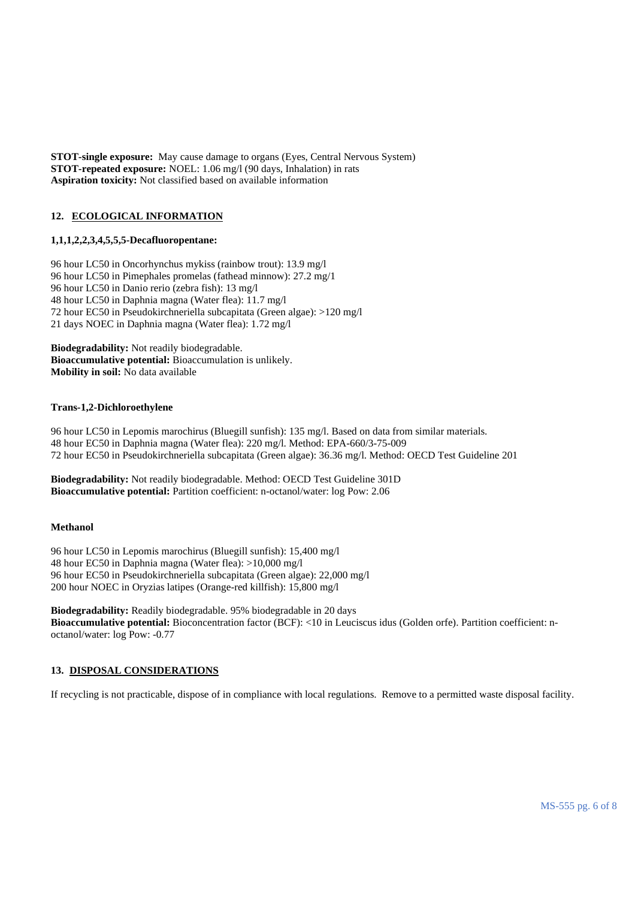**STOT-single exposure:** May cause damage to organs (Eyes, Central Nervous System)
**STOT-repeated exposure:** NOEL: 1.06 mg/l (90 days, Inhalation) in rats
**Aspiration toxicity:** Not classified based on available information

## 12. ECOLOGICAL INFORMATION

**1,1,1,2,2,3,4,5,5,5-Decafluoropentane:**

96 hour LC50 in Oncorhynchus mykiss (rainbow trout): 13.9 mg/l
96 hour LC50 in Pimephales promelas (fathead minnow): 27.2 mg/1
96 hour LC50 in Danio rerio (zebra fish): 13 mg/l
48 hour LC50 in Daphnia magna (Water flea): 11.7 mg/l
72 hour EC50 in Pseudokirchneriella subcapitata (Green algae): >120 mg/l
21 days NOEC in Daphnia magna (Water flea): 1.72 mg/l

**Biodegradability:** Not readily biodegradable.
**Bioaccumulative potential:** Bioaccumulation is unlikely.
**Mobility in soil:** No data available

**Trans-1,2-Dichloroethylene**

96 hour LC50 in Lepomis marochirus (Bluegill sunfish): 135 mg/l. Based on data from similar materials.
48 hour EC50 in Daphnia magna (Water flea): 220 mg/l. Method: EPA-660/3-75-009
72 hour EC50 in Pseudokirchneriella subcapitata (Green algae): 36.36 mg/l. Method: OECD Test Guideline 201

**Biodegradability:** Not readily biodegradable. Method: OECD Test Guideline 301D
**Bioaccumulative potential:** Partition coefficient: n-octanol/water: log Pow: 2.06

**Methanol**

96 hour LC50 in Lepomis marochirus (Bluegill sunfish): 15,400 mg/l
48 hour EC50 in Daphnia magna (Water flea): >10,000 mg/l
96 hour EC50 in Pseudokirchneriella subcapitata (Green algae): 22,000 mg/l
200 hour NOEC in Oryzias latipes (Orange-red killfish): 15,800 mg/l

**Biodegradability:** Readily biodegradable. 95% biodegradable in 20 days
**Bioaccumulative potential:** Bioconcentration factor (BCF): <10 in Leuciscus idus (Golden orfe). Partition coefficient: n-octanol/water: log Pow: -0.77

## 13. DISPOSAL CONSIDERATIONS

If recycling is not practicable, dispose of in compliance with local regulations. Remove to a permitted waste disposal facility.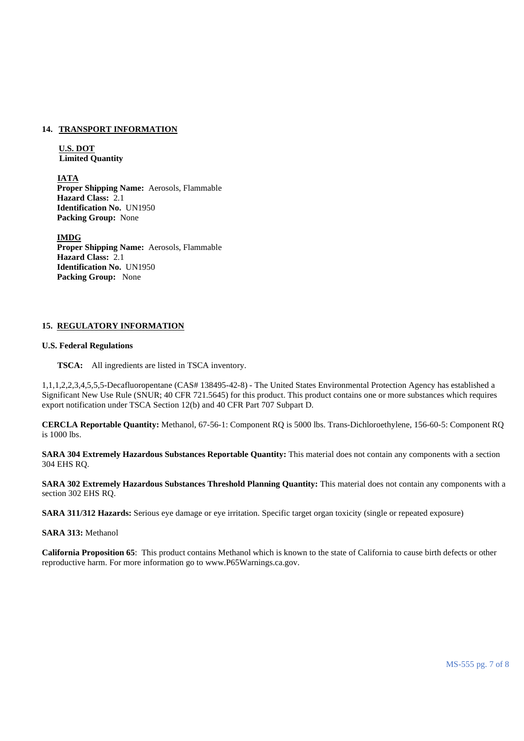## 14. TRANSPORT INFORMATION

**U.S. DOT**
**Limited Quantity**

**IATA**
**Proper Shipping Name:** Aerosols, Flammable
**Hazard Class:** 2.1
**Identification No.** UN1950
**Packing Group:** None

**IMDG**
**Proper Shipping Name:** Aerosols, Flammable
**Hazard Class:** 2.1
**Identification No.** UN1950
**Packing Group:** None

## 15. REGULATORY INFORMATION

**U.S. Federal Regulations**

**TSCA:** All ingredients are listed in TSCA inventory.

1,1,1,2,2,3,4,5,5,5-Decafluoropentane (CAS# 138495-42-8) - The United States Environmental Protection Agency has established a Significant New Use Rule (SNUR; 40 CFR 721.5645) for this product. This product contains one or more substances which requires export notification under TSCA Section 12(b) and 40 CFR Part 707 Subpart D.

**CERCLA Reportable Quantity:** Methanol, 67-56-1: Component RQ is 5000 lbs. Trans-Dichloroethylene, 156-60-5: Component RQ is 1000 lbs.

**SARA 304 Extremely Hazardous Substances Reportable Quantity:** This material does not contain any components with a section 304 EHS RQ.

**SARA 302 Extremely Hazardous Substances Threshold Planning Quantity:** This material does not contain any components with a section 302 EHS RQ.

**SARA 311/312 Hazards:** Serious eye damage or eye irritation. Specific target organ toxicity (single or repeated exposure)

**SARA 313:** Methanol

**California Proposition 65**: This product contains Methanol which is known to the state of California to cause birth defects or other reproductive harm. For more information go to www.P65Warnings.ca.gov.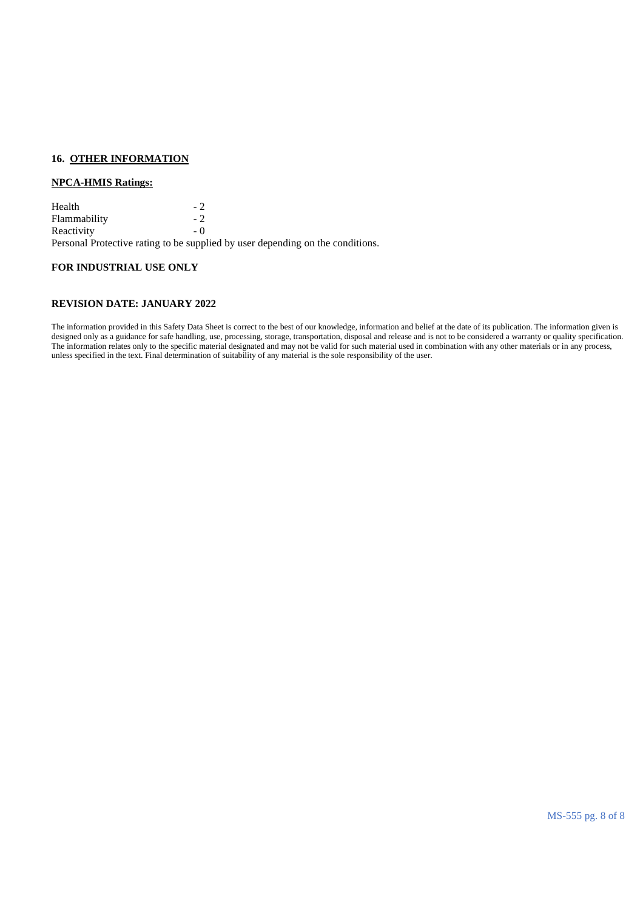## 16. OTHER INFORMATION

**NPCA-HMIS Ratings:**

Health - 2
Flammability - 2
Reactivity - 0
Personal Protective rating to be supplied by user depending on the conditions.

**FOR INDUSTRIAL USE ONLY**

**REVISION DATE: JANUARY 2022**

The information provided in this Safety Data Sheet is correct to the best of our knowledge, information and belief at the date of its publication. The information given is designed only as a guidance for safe handling, use, processing, storage, transportation, disposal and release and is not to be considered a warranty or quality specification. The information relates only to the specific material designated and may not be valid for such material used in combination with any other materials or in any process, unless specified in the text. Final determination of suitability of any material is the sole responsibility of the user.